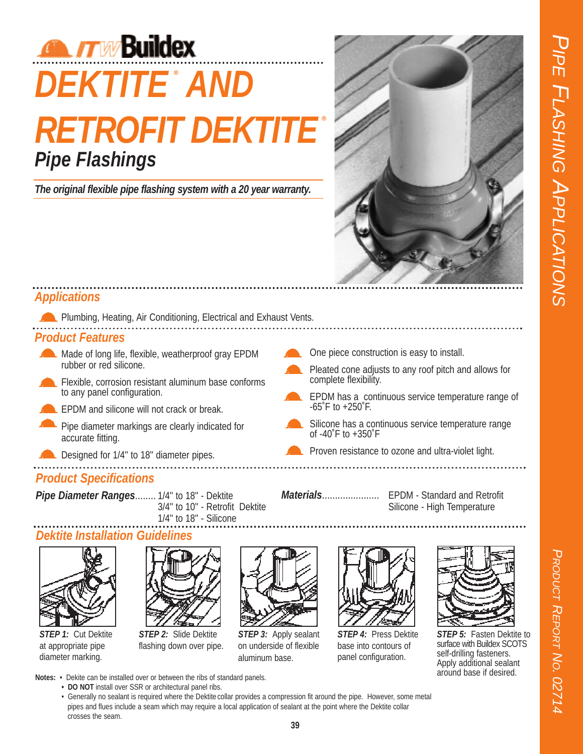ITW Buildex

# DEKTITE® AND RETROFIT DEKTITE®

## Pipe Flashings

***The original flexible pipe flashing system with a 20 year warranty.***

### Applications

- Plumbing, Heating, Air Conditioning, Electrical and Exhaust Vents.

### Product Features

- Made of long life, flexible, weatherproof gray EPDM rubber or red silicone.
- Flexible, corrosion resistant aluminum base conforms to any panel configuration.
- EPDM and silicone will not crack or break.
- Pipe diameter markings are clearly indicated for accurate fitting.
- Designed for 1/4" to 18" diameter pipes.
- One piece construction is easy to install.
- Pleated cone adjusts to any roof pitch and allows for complete flexibility.
- EPDM has a continuous service temperature range of -65˚F to +350˚F.
- Silicone has a continuous service temperature range of -40˚F to +350˚F
- Proven resistance to ozone and ultra-violet light.

### Product Specifications

***Pipe Diameter Ranges***........ 1/4" to 18" - Dektite
3/4" to 10" - Retrofit Dektite
1/4" to 18" - Silicone

***Materials***...................... EPDM - Standard and Retrofit
Silicone - High Temperature

### Dektite Installation Guidelines

***STEP 1:*** Cut Dektite at appropriate pipe diameter marking.

***STEP 2:*** Slide Dektite flashing down over pipe.

***STEP 3:*** Apply sealant on underside of flexible aluminum base.

***STEP 4:*** Press Dektite base into contours of panel configuration.

***STEP 5:*** Fasten Dektite to surface with Buildex SCOTS self-drilling fasteners. Apply additional sealant around base if desired.

**Notes:**
- Dekite can be installed over or between the ribs of standard panels.
- **DO NOT** install over SSR or architectural panel ribs.
- Generally no sealant is required where the Dektite collar provides a compression fit around the pipe. However, some metal pipes and flues include a seam which may require a local application of sealant at the point where the Dektite collar crosses the seam.

PIPE FLASHING APPLICATIONS

PRODUCT REPORT NO. 02714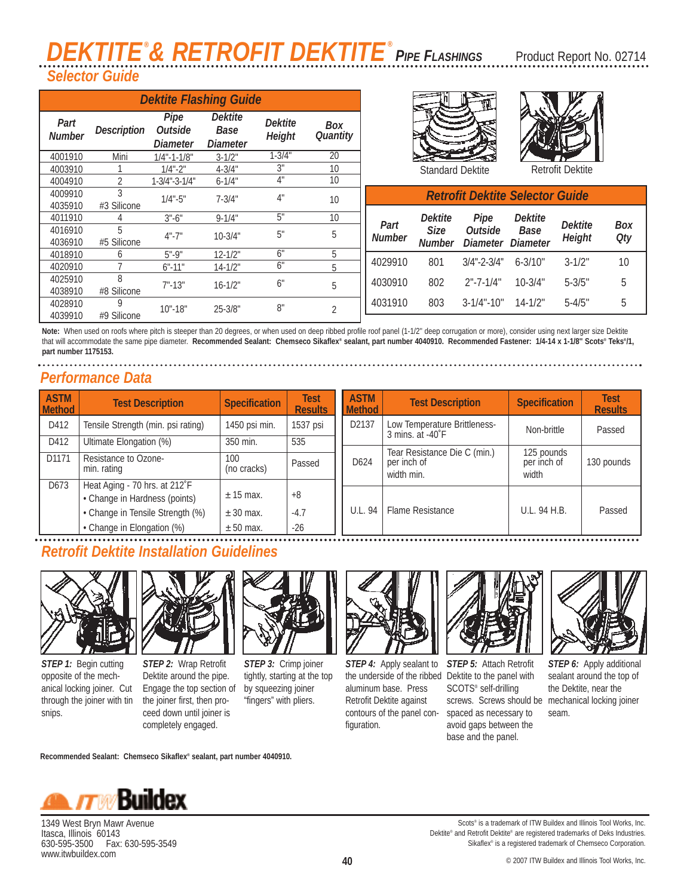# DEKTITE® & RETROFIT DEKTITE® *Pipe Flashings*

Product Report No. 02714

## Selector Guide

| Dektite Flashing Guide | | | | | |
|---|---|---|---|---|---|
| Part Number | Description | Pipe Outside Diameter | Dektite Base Diameter | Dektite Height | Box Quantity |
| 4001910 | Mini | 1/4"-1-1/8" | 3-1/2" | 1-3/4" | 20 |
| 4003910 | 1 | 1/4"-2" | 4-3/4" | 3" | 10 |
| 4004910 | 2 | 1-3/4"-3-1/4" | 6-1/4" | 4" | 10 |
| 4009910<br>4035910 | 3<br>#3 Silicone | 1/4"-5" | 7-3/4" | 4" | 10 |
| 4011910 | 4 | 3"-6" | 9-1/4" | 5" | 10 |
| 4016910<br>4036910 | 5<br>#5 Silicone | 4"-7" | 10-3/4" | 5" | 5 |
| 4018910 | 6 | 5"-9" | 12-1/2" | 6" | 5 |
| 4020910 | 7 | 6"-11" | 14-1/2" | 6" | 5 |
| 4025910<br>4038910 | 8<br>#8 Silicone | 7"-13" | 16-1/2" | 6" | 5 |
| 4028910<br>4039910 | 9<br>#9 Silicone | 10"-18" | 25-3/8" | 8" | 2 |

Standard Dektite

Retrofit Dektite

| Retrofit Dektite Selector Guide | | | | | |
|---|---|---|---|---|---|
| Part Number | Dektite Size Number | Pipe Outside Diameter | Dektite Base Diameter | Dektite Height | Box Qty |
| 4029910 | 801 | 3/4"-2-3/4" | 6-3/10" | 3-1/2" | 10 |
| 4030910 | 802 | 2"-7-1/4" | 10-3/4" | 5-3/5" | 5 |
| 4031910 | 803 | 3-1/4"-10" | 14-1/2" | 5-4/5" | 5 |

**Note:** When used on roofs where pitch is steeper than 20 degrees, or when used on deep ribbed profile roof panel (1-1/2" deep corrugation or more), consider using next larger size Dektite that will accommodate the same pipe diameter. **Recommended Sealant: Chemseco Sikaflex® sealant, part number 4040910. Recommended Fastener: 1/4-14 x 1-1/8" Scots® Teks®/1, part number 1175153.**

## Performance Data

| ASTM Method | Test Description | Specification | Test Results |
|---|---|---|---|
| D412 | Tensile Strength (min. psi rating) | 1450 psi min. | 1537 psi |
| D412 | Ultimate Elongation (%) | 350 min. | 535 |
| D1171 | Resistance to Ozone-min. rating | 100 (no cracks) | Passed |
| D673 | Heat Aging - 70 hrs. at 212˚F | | |
| | • Change in Hardness (points) | ± 15 max. | +8 |
| | • Change in Tensile Strength (%) | ± 30 max. | -4.7 |
| | • Change in Elongation (%) | ± 50 max. | -26 |

| ASTM Method | Test Description | Specification | Test Results |
|---|---|---|---|
| D2137 | Low Temperature Brittleness-3 mins. at -40˚F | Non-brittle | Passed |
| D624 | Tear Resistance Die C (min.) per inch of width min. | 125 pounds per inch of width | 130 pounds |
| U.L. 94 | Flame Resistance | U.L. 94 H.B. | Passed |

## Retrofit Dektite Installation Guidelines

***STEP 1:*** Begin cutting opposite of the mechanical locking joiner. Cut through the joiner with tin snips.

***STEP 2:*** Wrap Retrofit Dektite around the pipe. Engage the top section of the joiner first, then proceed down until joiner is completely engaged.

***STEP 3:*** Crimp joiner tightly, starting at the top by squeezing joiner "fingers" with pliers.

***STEP 4:*** Apply sealant to the underside of the ribbed aluminum base. Press Retrofit Dektite against contours of the panel configuration.

***STEP 5:*** Attach Retrofit Dektite to the panel with SCOTS® self-drilling screws. Screws should be spaced as necessary to avoid gaps between the base and the panel.

***STEP 6:*** Apply additional sealant around the top of the Dektite, near the mechanical locking joiner seam.

**Recommended Sealant: Chemseco Sikaflex® sealant, part number 4040910.**

ITW Buildex

1349 West Bryn Mawr Avenue
Itasca, Illinois 60143
630-595-3500 Fax: 630-595-3549
www.itwbuildex.com

Scots® is a trademark of ITW Buildex and Illinois Tool Works, Inc.
Dektite® and Retrofit Dektite® are registered trademarks of Deks Industries.
Sikaflex® is a registered trademark of Chemseco Corporation.

© 2007 ITW Buildex and Illinois Tool Works, Inc.